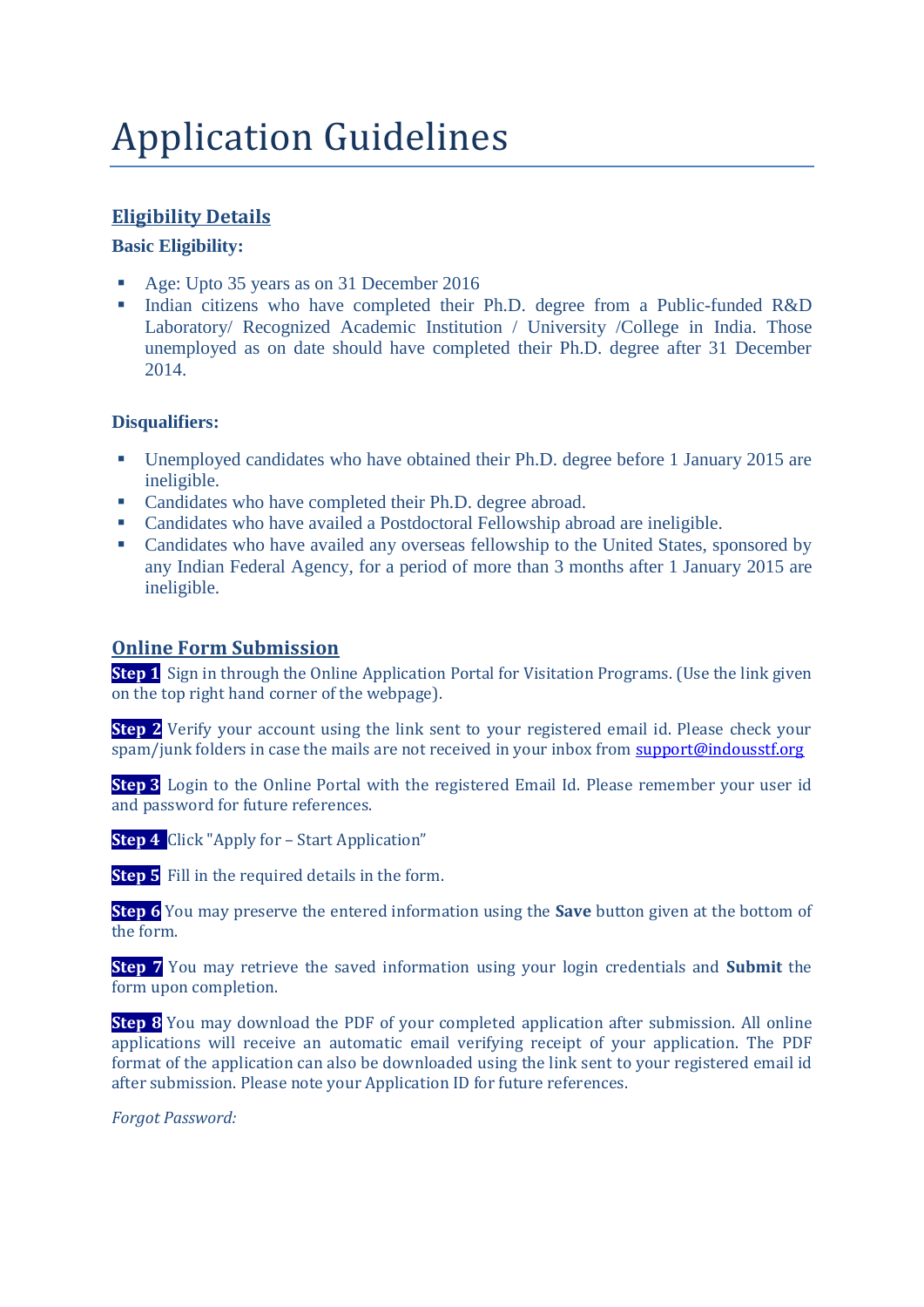# Application Guidelines

## Eligibility Details

**Basic Eligibility:**

- Age: Upto 35 years as on 31 December 2016
- Indian citizens who have completed their Ph.D. degree from a Public-funded R&D Laboratory/ Recognized Academic Institution / University /College in India. Those unemployed as on date should have completed their Ph.D. degree after 31 December 2014.

**Disqualifiers:**

- Unemployed candidates who have obtained their Ph.D. degree before 1 January 2015 are ineligible.
- Candidates who have completed their Ph.D. degree abroad.
- Candidates who have availed a Postdoctoral Fellowship abroad are ineligible.
- Candidates who have availed any overseas fellowship to the United States, sponsored by any Indian Federal Agency, for a period of more than 3 months after 1 January 2015 are ineligible.

## Online Form Submission

**Step 1** Sign in through the Online Application Portal for Visitation Programs. (Use the link given on the top right hand corner of the webpage).

**Step 2** Verify your account using the link sent to your registered email id. Please check your spam/junk folders in case the mails are not received in your inbox from support@indousstf.org

**Step 3** Login to the Online Portal with the registered Email Id. Please remember your user id and password for future references.

**Step 4** Click "Apply for – Start Application"

**Step 5** Fill in the required details in the form.

**Step 6** You may preserve the entered information using the **Save** button given at the bottom of the form.

**Step 7** You may retrieve the saved information using your login credentials and **Submit** the form upon completion.

**Step 8** You may download the PDF of your completed application after submission. All online applications will receive an automatic email verifying receipt of your application. The PDF format of the application can also be downloaded using the link sent to your registered email id after submission. Please note your Application ID for future references.

*Forgot Password:*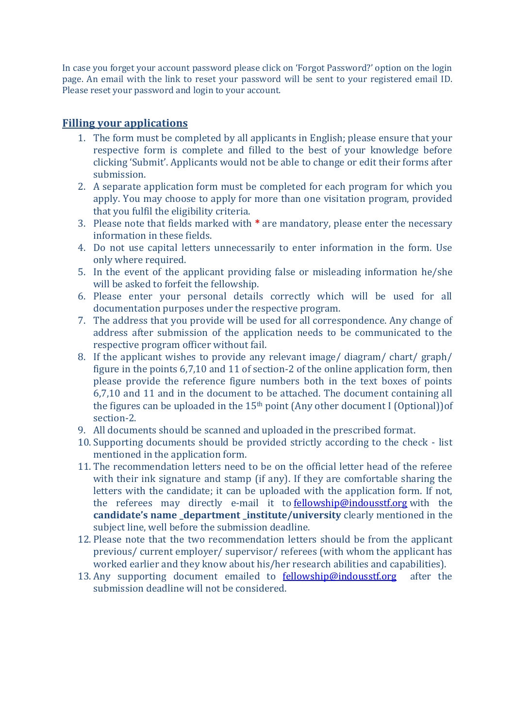In case you forget your account password please click on 'Forgot Password?' option on the login page. An email with the link to reset your password will be sent to your registered email ID. Please reset your password and login to your account.

## Filling your applications

1. The form must be completed by all applicants in English; please ensure that your respective form is complete and filled to the best of your knowledge before clicking 'Submit'. Applicants would not be able to change or edit their forms after submission.
2. A separate application form must be completed for each program for which you apply. You may choose to apply for more than one visitation program, provided that you fulfil the eligibility criteria.
3. Please note that fields marked with * are mandatory, please enter the necessary information in these fields.
4. Do not use capital letters unnecessarily to enter information in the form. Use only where required.
5. In the event of the applicant providing false or misleading information he/she will be asked to forfeit the fellowship.
6. Please enter your personal details correctly which will be used for all documentation purposes under the respective program.
7. The address that you provide will be used for all correspondence. Any change of address after submission of the application needs to be communicated to the respective program officer without fail.
8. If the applicant wishes to provide any relevant image/ diagram/ chart/ graph/ figure in the points 6,7,10 and 11 of section-2 of the online application form, then please provide the reference figure numbers both in the text boxes of points 6,7,10 and 11 and in the document to be attached. The document containing all the figures can be uploaded in the 15th point (Any other document I (Optional))of section-2.
9. All documents should be scanned and uploaded in the prescribed format.
10. Supporting documents should be provided strictly according to the check - list mentioned in the application form.
11. The recommendation letters need to be on the official letter head of the referee with their ink signature and stamp (if any). If they are comfortable sharing the letters with the candidate; it can be uploaded with the application form. If not, the referees may directly e-mail it to fellowship@indousstf.org with the **candidate's name _department _institute/university** clearly mentioned in the subject line, well before the submission deadline.
12. Please note that the two recommendation letters should be from the applicant previous/ current employer/ supervisor/ referees (with whom the applicant has worked earlier and they know about his/her research abilities and capabilities).
13. Any supporting document emailed to fellowship@indousstf.org after the submission deadline will not be considered.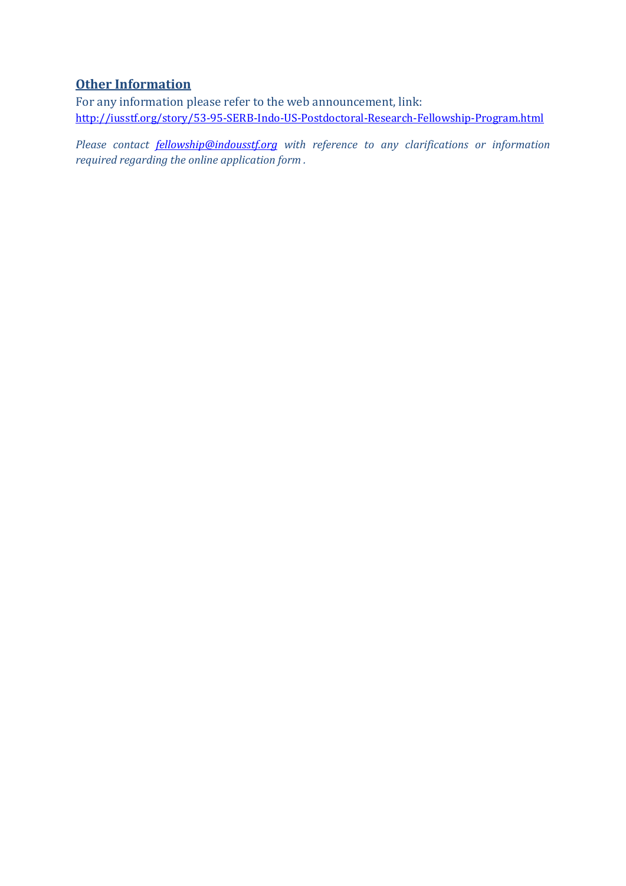## Other Information

For any information please refer to the web announcement, link: http://iusstf.org/story/53-95-SERB-Indo-US-Postdoctoral-Research-Fellowship-Program.html

*Please contact fellowship@indousstf.org with reference to any clarifications or information required regarding the online application form .*